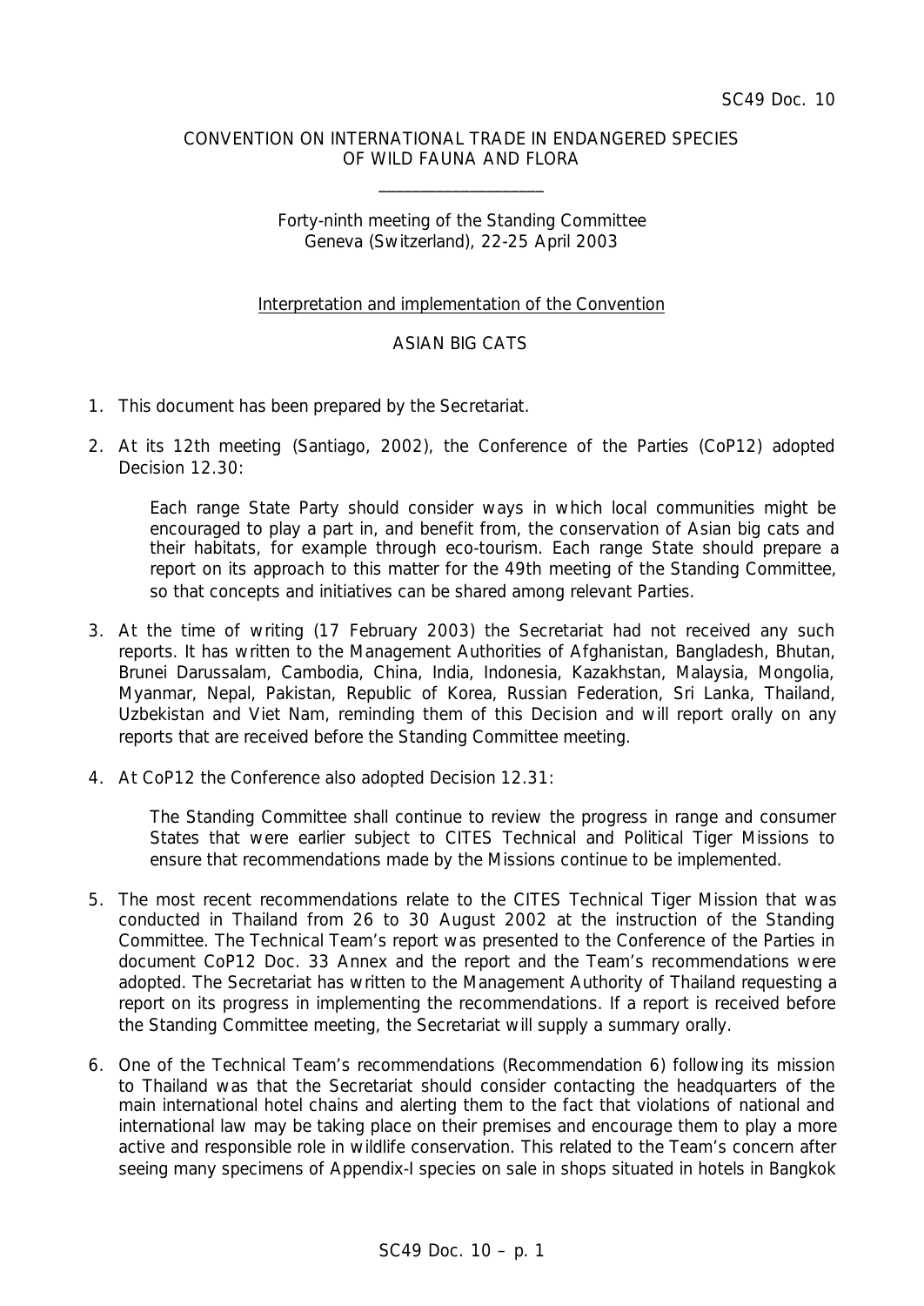SC49 Doc. 10

CONVENTION ON INTERNATIONAL TRADE IN ENDANGERED SPECIES OF WILD FAUNA AND FLORA

____________________

Forty-ninth meeting of the Standing Committee
Geneva (Switzerland), 22-25 April 2003

Interpretation and implementation of the Convention

ASIAN BIG CATS

1. This document has been prepared by the Secretariat.

2. At its 12th meeting (Santiago, 2002), the Conference of the Parties (CoP12) adopted Decision 12.30:

   Each range State Party should consider ways in which local communities might be encouraged to play a part in, and benefit from, the conservation of Asian big cats and their habitats, for example through eco-tourism. Each range State should prepare a report on its approach to this matter for the 49th meeting of the Standing Committee, so that concepts and initiatives can be shared among relevant Parties.

3. At the time of writing (17 February 2003) the Secretariat had not received any such reports. It has written to the Management Authorities of Afghanistan, Bangladesh, Bhutan, Brunei Darussalam, Cambodia, China, India, Indonesia, Kazakhstan, Malaysia, Mongolia, Myanmar, Nepal, Pakistan, Republic of Korea, Russian Federation, Sri Lanka, Thailand, Uzbekistan and Viet Nam, reminding them of this Decision and will report orally on any reports that are received before the Standing Committee meeting.

4. At CoP12 the Conference also adopted Decision 12.31:

   The Standing Committee shall continue to review the progress in range and consumer States that were earlier subject to CITES Technical and Political Tiger Missions to ensure that recommendations made by the Missions continue to be implemented.

5. The most recent recommendations relate to the CITES Technical Tiger Mission that was conducted in Thailand from 26 to 30 August 2002 at the instruction of the Standing Committee. The Technical Team's report was presented to the Conference of the Parties in document CoP12 Doc. 33 Annex and the report and the Team's recommendations were adopted. The Secretariat has written to the Management Authority of Thailand requesting a report on its progress in implementing the recommendations. If a report is received before the Standing Committee meeting, the Secretariat will supply a summary orally.

6. One of the Technical Team's recommendations (Recommendation 6) following its mission to Thailand was that the Secretariat should consider contacting the headquarters of the main international hotel chains and alerting them to the fact that violations of national and international law may be taking place on their premises and encourage them to play a more active and responsible role in wildlife conservation. This related to the Team's concern after seeing many specimens of Appendix-I species on sale in shops situated in hotels in Bangkok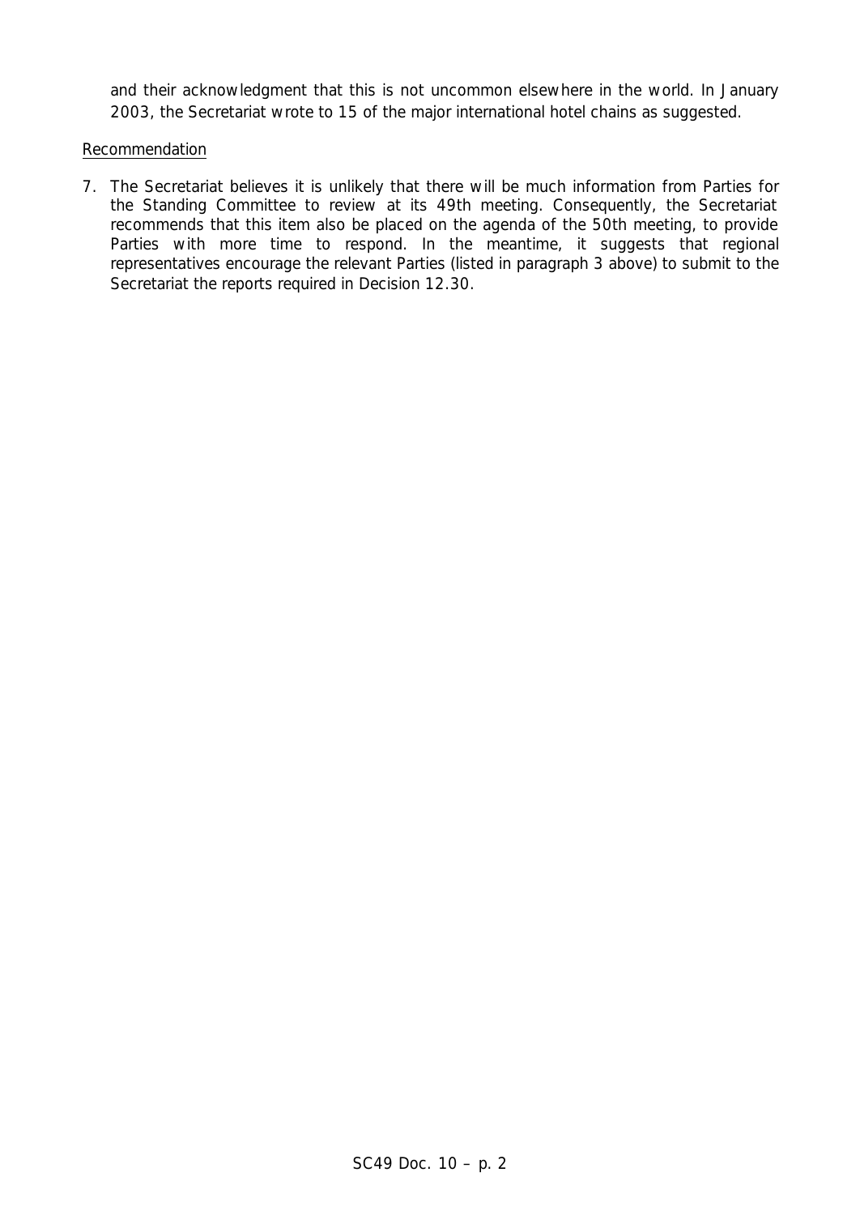and their acknowledgment that this is not uncommon elsewhere in the world. In January 2003, the Secretariat wrote to 15 of the major international hotel chains as suggested.

Recommendation

7. The Secretariat believes it is unlikely that there will be much information from Parties for the Standing Committee to review at its 49th meeting. Consequently, the Secretariat recommends that this item also be placed on the agenda of the 50th meeting, to provide Parties with more time to respond. In the meantime, it suggests that regional representatives encourage the relevant Parties (listed in paragraph 3 above) to submit to the Secretariat the reports required in Decision 12.30.